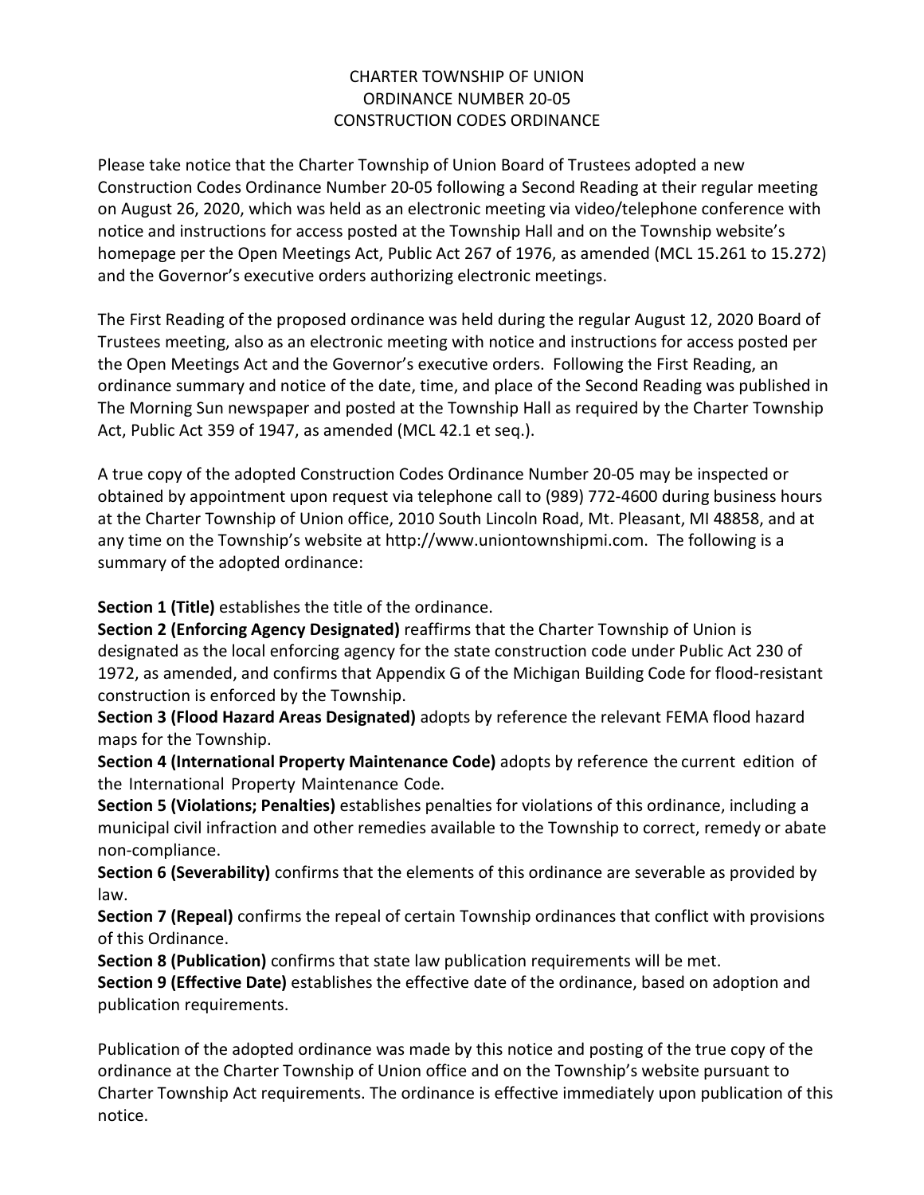# CHARTER TOWNSHIP OF UNION
## ORDINANCE NUMBER 20-05
## CONSTRUCTION CODES ORDINANCE

Please take notice that the Charter Township of Union Board of Trustees adopted a new Construction Codes Ordinance Number 20-05 following a Second Reading at their regular meeting on August 26, 2020, which was held as an electronic meeting via video/telephone conference with notice and instructions for access posted at the Township Hall and on the Township website's homepage per the Open Meetings Act, Public Act 267 of 1976, as amended (MCL 15.261 to 15.272) and the Governor's executive orders authorizing electronic meetings.

The First Reading of the proposed ordinance was held during the regular August 12, 2020 Board of Trustees meeting, also as an electronic meeting with notice and instructions for access posted per the Open Meetings Act and the Governor's executive orders. Following the First Reading, an ordinance summary and notice of the date, time, and place of the Second Reading was published in The Morning Sun newspaper and posted at the Township Hall as required by the Charter Township Act, Public Act 359 of 1947, as amended (MCL 42.1 et seq.).

A true copy of the adopted Construction Codes Ordinance Number 20-05 may be inspected or obtained by appointment upon request via telephone call to (989) 772-4600 during business hours at the Charter Township of Union office, 2010 South Lincoln Road, Mt. Pleasant, MI 48858, and at any time on the Township's website at http://www.uniontownshipmi.com. The following is a summary of the adopted ordinance:

**Section 1 (Title)** establishes the title of the ordinance.
**Section 2 (Enforcing Agency Designated)** reaffirms that the Charter Township of Union is designated as the local enforcing agency for the state construction code under Public Act 230 of 1972, as amended, and confirms that Appendix G of the Michigan Building Code for flood-resistant construction is enforced by the Township.
**Section 3 (Flood Hazard Areas Designated)** adopts by reference the relevant FEMA flood hazard maps for the Township.
**Section 4 (International Property Maintenance Code)** adopts by reference the current edition of the International Property Maintenance Code.
**Section 5 (Violations; Penalties)** establishes penalties for violations of this ordinance, including a municipal civil infraction and other remedies available to the Township to correct, remedy or abate non-compliance.
**Section 6 (Severability)** confirms that the elements of this ordinance are severable as provided by law.
**Section 7 (Repeal)** confirms the repeal of certain Township ordinances that conflict with provisions of this Ordinance.
**Section 8 (Publication)** confirms that state law publication requirements will be met.
**Section 9 (Effective Date)** establishes the effective date of the ordinance, based on adoption and publication requirements.

Publication of the adopted ordinance was made by this notice and posting of the true copy of the ordinance at the Charter Township of Union office and on the Township's website pursuant to Charter Township Act requirements. The ordinance is effective immediately upon publication of this notice.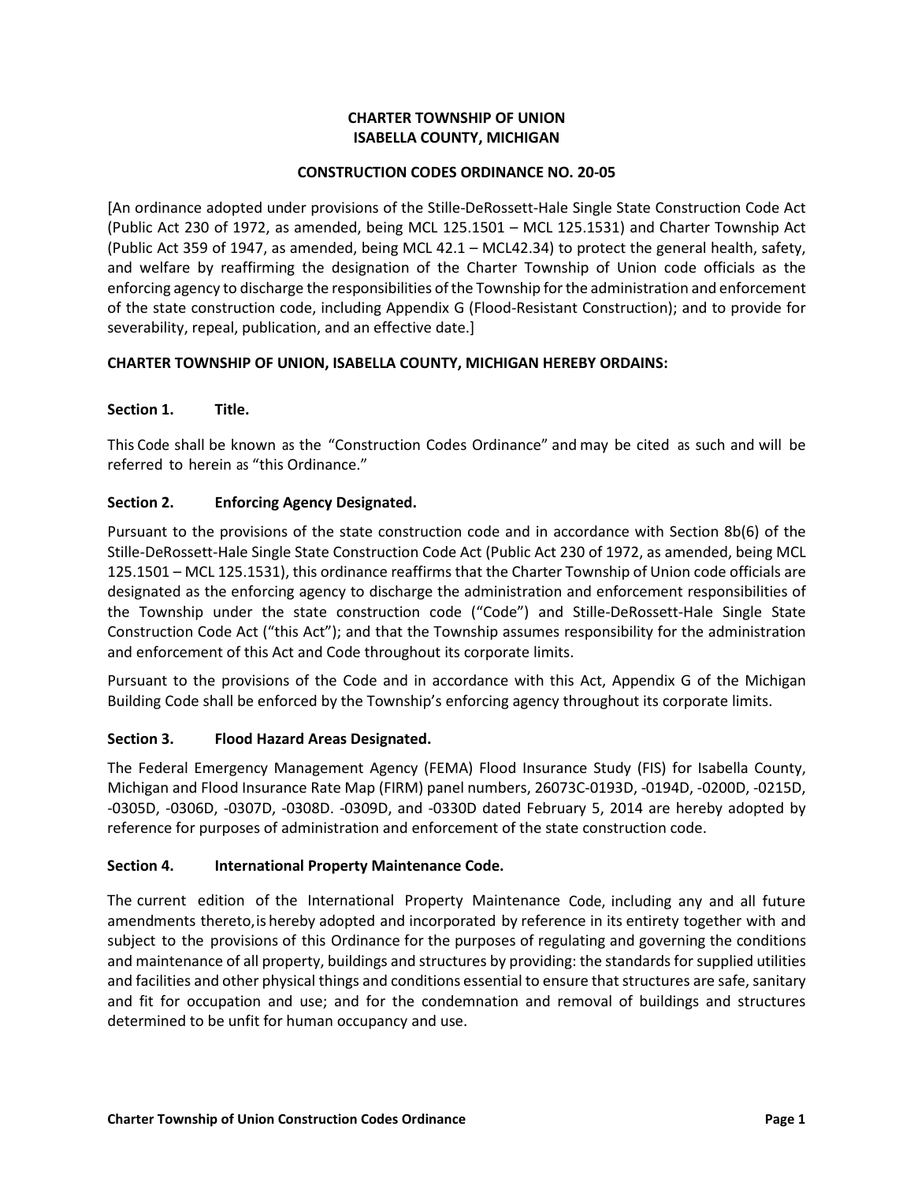**CHARTER TOWNSHIP OF UNION**
**ISABELLA COUNTY, MICHIGAN**

**CONSTRUCTION CODES ORDINANCE NO. 20-05**

[An ordinance adopted under provisions of the Stille-DeRossett-Hale Single State Construction Code Act (Public Act 230 of 1972, as amended, being MCL 125.1501 – MCL 125.1531) and Charter Township Act (Public Act 359 of 1947, as amended, being MCL 42.1 – MCL42.34) to protect the general health, safety, and welfare by reaffirming the designation of the Charter Township of Union code officials as the enforcing agency to discharge the responsibilities of the Township for the administration and enforcement of the state construction code, including Appendix G (Flood-Resistant Construction); and to provide for severability, repeal, publication, and an effective date.]

**CHARTER TOWNSHIP OF UNION, ISABELLA COUNTY, MICHIGAN HEREBY ORDAINS:**

### Section 1. Title.

This Code shall be known as the "Construction Codes Ordinance" and may be cited as such and will be referred to herein as "this Ordinance."

### Section 2. Enforcing Agency Designated.

Pursuant to the provisions of the state construction code and in accordance with Section 8b(6) of the Stille-DeRossett-Hale Single State Construction Code Act (Public Act 230 of 1972, as amended, being MCL 125.1501 – MCL 125.1531), this ordinance reaffirms that the Charter Township of Union code officials are designated as the enforcing agency to discharge the administration and enforcement responsibilities of the Township under the state construction code ("Code") and Stille-DeRossett-Hale Single State Construction Code Act ("this Act"); and that the Township assumes responsibility for the administration and enforcement of this Act and Code throughout its corporate limits.

Pursuant to the provisions of the Code and in accordance with this Act, Appendix G of the Michigan Building Code shall be enforced by the Township's enforcing agency throughout its corporate limits.

### Section 3. Flood Hazard Areas Designated.

The Federal Emergency Management Agency (FEMA) Flood Insurance Study (FIS) for Isabella County, Michigan and Flood Insurance Rate Map (FIRM) panel numbers, 26073C-0193D, -0194D, -0200D, -0215D, -0305D, -0306D, -0307D, -0308D. -0309D, and -0330D dated February 5, 2014 are hereby adopted by reference for purposes of administration and enforcement of the state construction code.

### Section 4. International Property Maintenance Code.

The current edition of the International Property Maintenance Code, including any and all future amendments thereto, is hereby adopted and incorporated by reference in its entirety together with and subject to the provisions of this Ordinance for the purposes of regulating and governing the conditions and maintenance of all property, buildings and structures by providing: the standards for supplied utilities and facilities and other physical things and conditions essential to ensure that structures are safe, sanitary and fit for occupation and use; and for the condemnation and removal of buildings and structures determined to be unfit for human occupancy and use.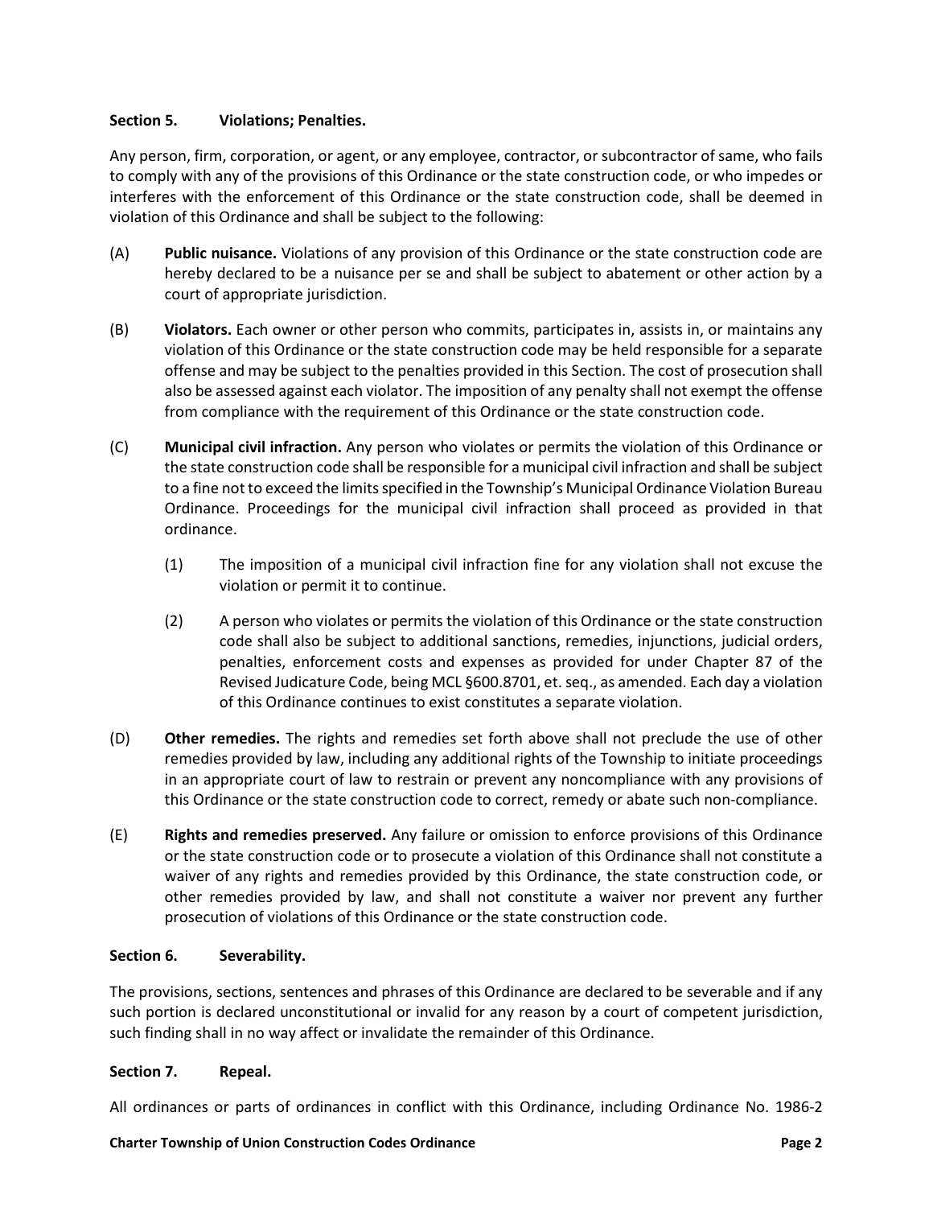**Section 5. Violations; Penalties.**

Any person, firm, corporation, or agent, or any employee, contractor, or subcontractor of same, who fails to comply with any of the provisions of this Ordinance or the state construction code, or who impedes or interferes with the enforcement of this Ordinance or the state construction code, shall be deemed in violation of this Ordinance and shall be subject to the following:

(A) **Public nuisance.** Violations of any provision of this Ordinance or the state construction code are hereby declared to be a nuisance per se and shall be subject to abatement or other action by a court of appropriate jurisdiction.

(B) **Violators.** Each owner or other person who commits, participates in, assists in, or maintains any violation of this Ordinance or the state construction code may be held responsible for a separate offense and may be subject to the penalties provided in this Section. The cost of prosecution shall also be assessed against each violator. The imposition of any penalty shall not exempt the offense from compliance with the requirement of this Ordinance or the state construction code.

(C) **Municipal civil infraction.** Any person who violates or permits the violation of this Ordinance or the state construction code shall be responsible for a municipal civil infraction and shall be subject to a fine not to exceed the limits specified in the Township's Municipal Ordinance Violation Bureau Ordinance. Proceedings for the municipal civil infraction shall proceed as provided in that ordinance.

(1) The imposition of a municipal civil infraction fine for any violation shall not excuse the violation or permit it to continue.

(2) A person who violates or permits the violation of this Ordinance or the state construction code shall also be subject to additional sanctions, remedies, injunctions, judicial orders, penalties, enforcement costs and expenses as provided for under Chapter 87 of the Revised Judicature Code, being MCL §600.8701, et. seq., as amended. Each day a violation of this Ordinance continues to exist constitutes a separate violation.

(D) **Other remedies.** The rights and remedies set forth above shall not preclude the use of other remedies provided by law, including any additional rights of the Township to initiate proceedings in an appropriate court of law to restrain or prevent any noncompliance with any provisions of this Ordinance or the state construction code to correct, remedy or abate such non-compliance.

(E) **Rights and remedies preserved.** Any failure or omission to enforce provisions of this Ordinance or the state construction code or to prosecute a violation of this Ordinance shall not constitute a waiver of any rights and remedies provided by this Ordinance, the state construction code, or other remedies provided by law, and shall not constitute a waiver nor prevent any further prosecution of violations of this Ordinance or the state construction code.

**Section 6. Severability.**

The provisions, sections, sentences and phrases of this Ordinance are declared to be severable and if any such portion is declared unconstitutional or invalid for any reason by a court of competent jurisdiction, such finding shall in no way affect or invalidate the remainder of this Ordinance.

**Section 7. Repeal.**

All ordinances or parts of ordinances in conflict with this Ordinance, including Ordinance No. 1986-2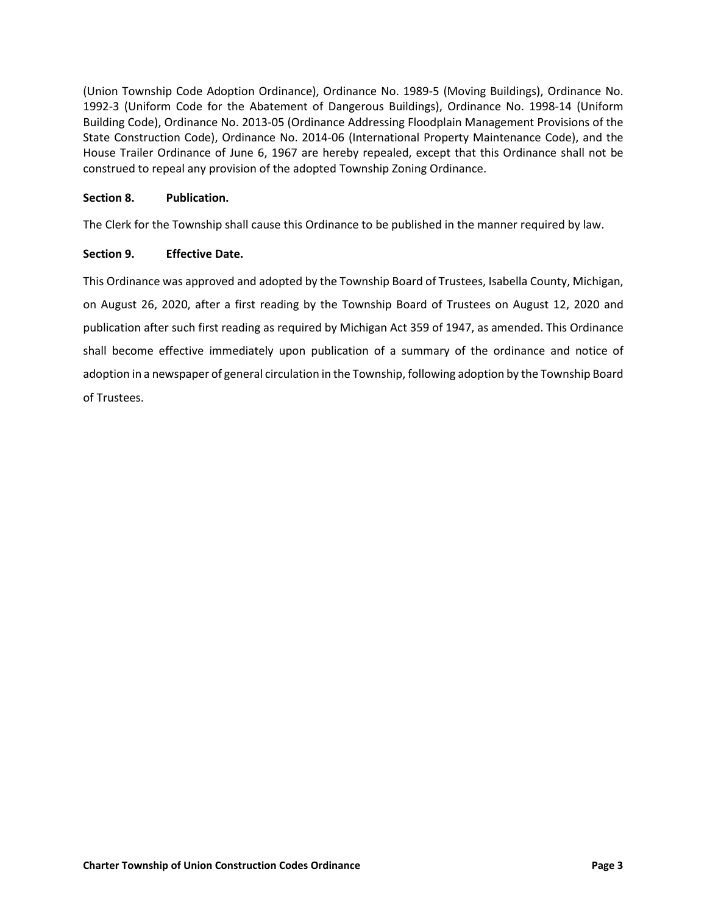(Union Township Code Adoption Ordinance), Ordinance No. 1989-5 (Moving Buildings), Ordinance No. 1992-3 (Uniform Code for the Abatement of Dangerous Buildings), Ordinance No. 1998-14 (Uniform Building Code), Ordinance No. 2013-05 (Ordinance Addressing Floodplain Management Provisions of the State Construction Code), Ordinance No. 2014-06 (International Property Maintenance Code), and the House Trailer Ordinance of June 6, 1967 are hereby repealed, except that this Ordinance shall not be construed to repeal any provision of the adopted Township Zoning Ordinance.

**Section 8. Publication.**

The Clerk for the Township shall cause this Ordinance to be published in the manner required by law.

**Section 9. Effective Date.**

This Ordinance was approved and adopted by the Township Board of Trustees, Isabella County, Michigan, on August 26, 2020, after a first reading by the Township Board of Trustees on August 12, 2020 and publication after such first reading as required by Michigan Act 359 of 1947, as amended. This Ordinance shall become effective immediately upon publication of a summary of the ordinance and notice of adoption in a newspaper of general circulation in the Township, following adoption by the Township Board of Trustees.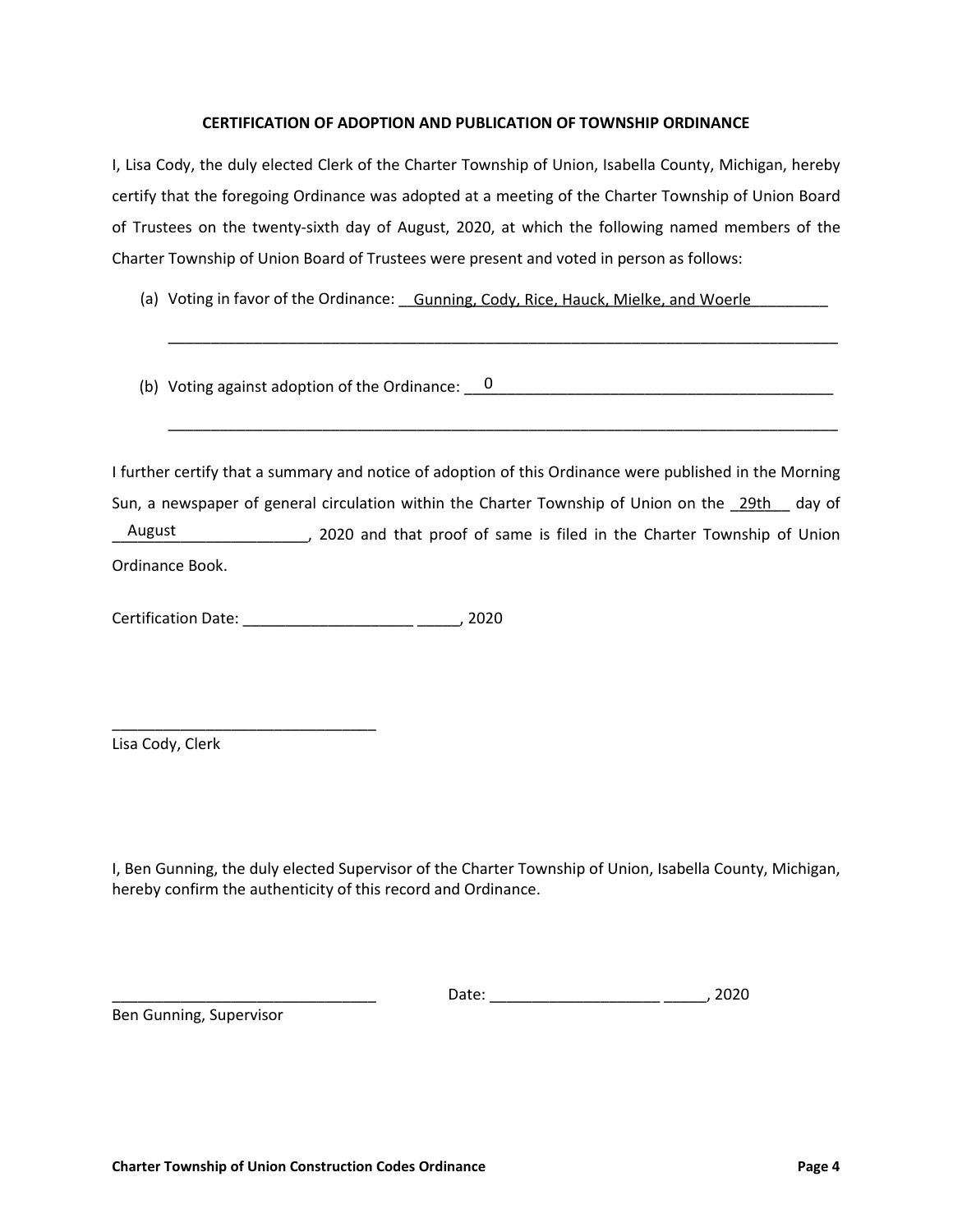**CERTIFICATION OF ADOPTION AND PUBLICATION OF TOWNSHIP ORDINANCE**

I, Lisa Cody, the duly elected Clerk of the Charter Township of Union, Isabella County, Michigan, hereby certify that the foregoing Ordinance was adopted at a meeting of the Charter Township of Union Board of Trustees on the twenty-sixth day of August, 2020, at which the following named members of the Charter Township of Union Board of Trustees were present and voted in person as follows:

(a) Voting in favor of the Ordinance: __Gunning, Cody, Rice, Hauck, Mielke, and Woerle_________

________________________________________________________________________________

(b) Voting against adoption of the Ordinance: __0__________________________________________

________________________________________________________________________________

I further certify that a summary and notice of adoption of this Ordinance were published in the Morning Sun, a newspaper of general circulation within the Charter Township of Union on the _29th__ day of _August_______________, 2020 and that proof of same is filed in the Charter Township of Union Ordinance Book.

Certification Date: ____________________ _____, 2020

_______________________________
Lisa Cody, Clerk

I, Ben Gunning, the duly elected Supervisor of the Charter Township of Union, Isabella County, Michigan, hereby confirm the authenticity of this record and Ordinance.

_______________________________ Date: ____________________ _____, 2020
Ben Gunning, Supervisor